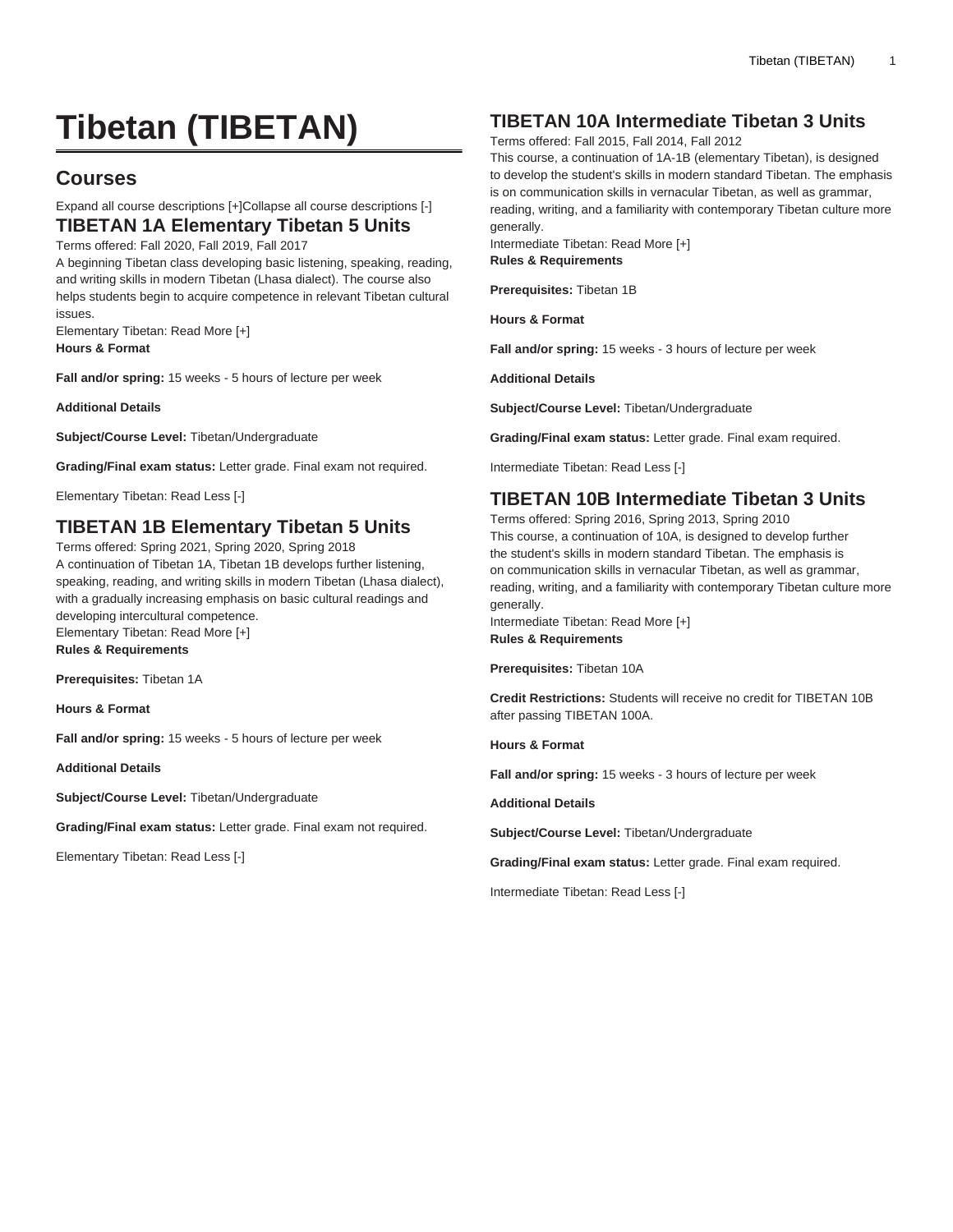# Tibetan (TIBETAN)

## Courses

Expand all course descriptions [+]Collapse all course descriptions [-]

### TIBETAN 1A Elementary Tibetan 5 Units

Terms offered: Fall 2020, Fall 2019, Fall 2017

A beginning Tibetan class developing basic listening, speaking, reading, and writing skills in modern Tibetan (Lhasa dialect). The course also helps students begin to acquire competence in relevant Tibetan cultural issues.

Elementary Tibetan: Read More [+]

**Hours & Format**

**Fall and/or spring:** 15 weeks - 5 hours of lecture per week

**Additional Details**

**Subject/Course Level:** Tibetan/Undergraduate

**Grading/Final exam status:** Letter grade. Final exam not required.

Elementary Tibetan: Read Less [-]

### TIBETAN 1B Elementary Tibetan 5 Units

Terms offered: Spring 2021, Spring 2020, Spring 2018

A continuation of Tibetan 1A, Tibetan 1B develops further listening, speaking, reading, and writing skills in modern Tibetan (Lhasa dialect), with a gradually increasing emphasis on basic cultural readings and developing intercultural competence.

Elementary Tibetan: Read More [+]

**Rules & Requirements**

**Prerequisites:** Tibetan 1A

**Hours & Format**

**Fall and/or spring:** 15 weeks - 5 hours of lecture per week

**Additional Details**

**Subject/Course Level:** Tibetan/Undergraduate

**Grading/Final exam status:** Letter grade. Final exam not required.

Elementary Tibetan: Read Less [-]

### TIBETAN 10A Intermediate Tibetan 3 Units

Terms offered: Fall 2015, Fall 2014, Fall 2012

This course, a continuation of 1A-1B (elementary Tibetan), is designed to develop the student's skills in modern standard Tibetan. The emphasis is on communication skills in vernacular Tibetan, as well as grammar, reading, writing, and a familiarity with contemporary Tibetan culture more generally.

Intermediate Tibetan: Read More [+]

**Rules & Requirements**

**Prerequisites:** Tibetan 1B

**Hours & Format**

**Fall and/or spring:** 15 weeks - 3 hours of lecture per week

**Additional Details**

**Subject/Course Level:** Tibetan/Undergraduate

**Grading/Final exam status:** Letter grade. Final exam required.

Intermediate Tibetan: Read Less [-]

### TIBETAN 10B Intermediate Tibetan 3 Units

Terms offered: Spring 2016, Spring 2013, Spring 2010

This course, a continuation of 10A, is designed to develop further the student's skills in modern standard Tibetan. The emphasis is on communication skills in vernacular Tibetan, as well as grammar, reading, writing, and a familiarity with contemporary Tibetan culture more generally.

Intermediate Tibetan: Read More [+]

**Rules & Requirements**

**Prerequisites:** Tibetan 10A

**Credit Restrictions:** Students will receive no credit for TIBETAN 10B after passing TIBETAN 100A.

**Hours & Format**

**Fall and/or spring:** 15 weeks - 3 hours of lecture per week

**Additional Details**

**Subject/Course Level:** Tibetan/Undergraduate

**Grading/Final exam status:** Letter grade. Final exam required.

Intermediate Tibetan: Read Less [-]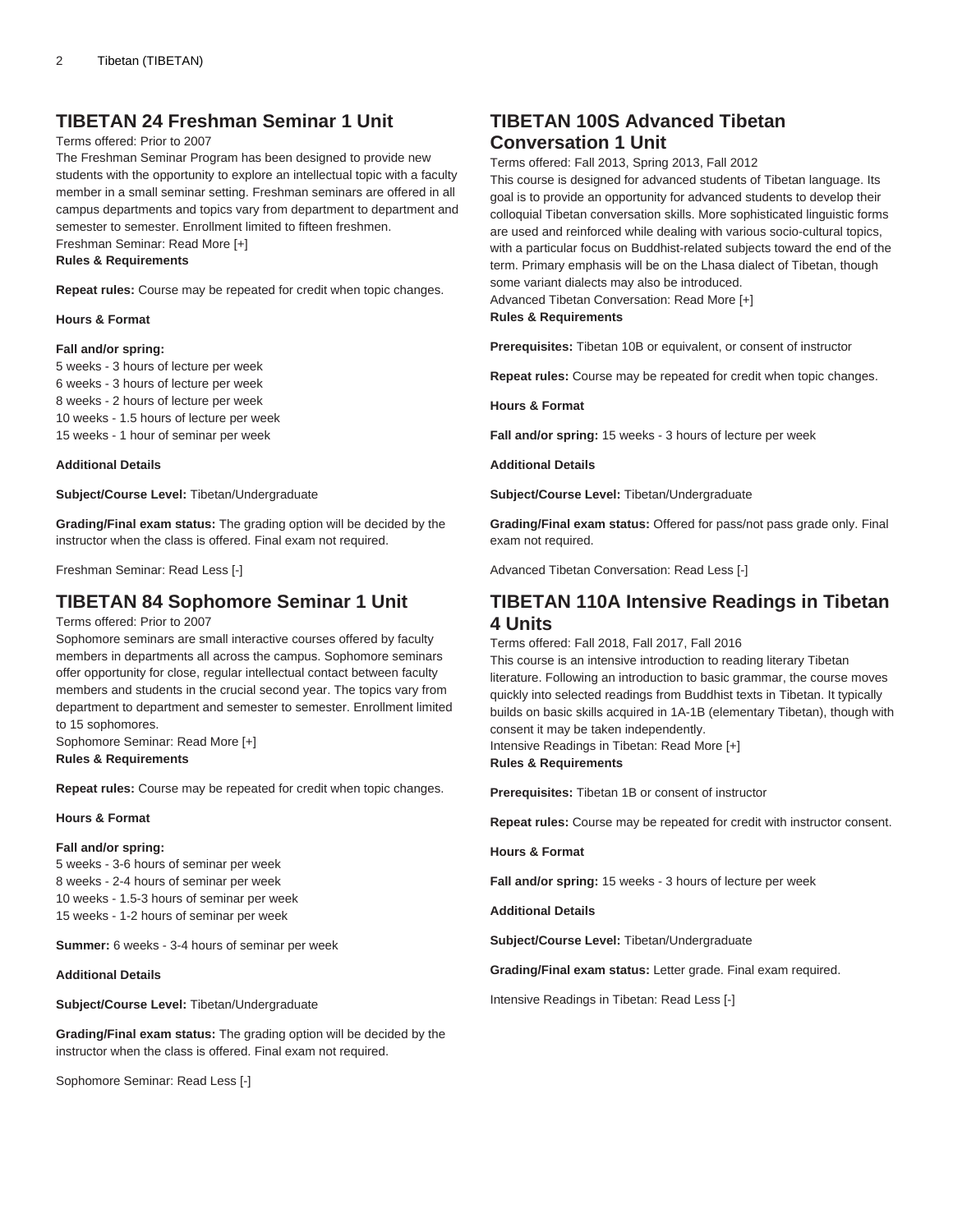## TIBETAN 24 Freshman Seminar 1 Unit

Terms offered: Prior to 2007

The Freshman Seminar Program has been designed to provide new students with the opportunity to explore an intellectual topic with a faculty member in a small seminar setting. Freshman seminars are offered in all campus departments and topics vary from department to department and semester to semester. Enrollment limited to fifteen freshmen.

Freshman Seminar: Read More [+]

**Rules & Requirements**

**Repeat rules:** Course may be repeated for credit when topic changes.

**Hours & Format**

**Fall and/or spring:**
5 weeks - 3 hours of lecture per week
6 weeks - 3 hours of lecture per week
8 weeks - 2 hours of lecture per week
10 weeks - 1.5 hours of lecture per week
15 weeks - 1 hour of seminar per week

**Additional Details**

**Subject/Course Level:** Tibetan/Undergraduate

**Grading/Final exam status:** The grading option will be decided by the instructor when the class is offered. Final exam not required.

Freshman Seminar: Read Less [-]

## TIBETAN 84 Sophomore Seminar 1 Unit

Terms offered: Prior to 2007

Sophomore seminars are small interactive courses offered by faculty members in departments all across the campus. Sophomore seminars offer opportunity for close, regular intellectual contact between faculty members and students in the crucial second year. The topics vary from department to department and semester to semester. Enrollment limited to 15 sophomores.

Sophomore Seminar: Read More [+]

**Rules & Requirements**

**Repeat rules:** Course may be repeated for credit when topic changes.

**Hours & Format**

**Fall and/or spring:**
5 weeks - 3-6 hours of seminar per week
8 weeks - 2-4 hours of seminar per week
10 weeks - 1.5-3 hours of seminar per week
15 weeks - 1-2 hours of seminar per week

**Summer:** 6 weeks - 3-4 hours of seminar per week

**Additional Details**

**Subject/Course Level:** Tibetan/Undergraduate

**Grading/Final exam status:** The grading option will be decided by the instructor when the class is offered. Final exam not required.

Sophomore Seminar: Read Less [-]

## TIBETAN 100S Advanced Tibetan Conversation 1 Unit

Terms offered: Fall 2013, Spring 2013, Fall 2012

This course is designed for advanced students of Tibetan language. Its goal is to provide an opportunity for advanced students to develop their colloquial Tibetan conversation skills. More sophisticated linguistic forms are used and reinforced while dealing with various socio-cultural topics, with a particular focus on Buddhist-related subjects toward the end of the term. Primary emphasis will be on the Lhasa dialect of Tibetan, though some variant dialects may also be introduced.

Advanced Tibetan Conversation: Read More [+]

**Rules & Requirements**

**Prerequisites:** Tibetan 10B or equivalent, or consent of instructor

**Repeat rules:** Course may be repeated for credit when topic changes.

**Hours & Format**

**Fall and/or spring:** 15 weeks - 3 hours of lecture per week

**Additional Details**

**Subject/Course Level:** Tibetan/Undergraduate

**Grading/Final exam status:** Offered for pass/not pass grade only. Final exam not required.

Advanced Tibetan Conversation: Read Less [-]

## TIBETAN 110A Intensive Readings in Tibetan 4 Units

Terms offered: Fall 2018, Fall 2017, Fall 2016

This course is an intensive introduction to reading literary Tibetan literature. Following an introduction to basic grammar, the course moves quickly into selected readings from Buddhist texts in Tibetan. It typically builds on basic skills acquired in 1A-1B (elementary Tibetan), though with consent it may be taken independently.

Intensive Readings in Tibetan: Read More [+]

**Rules & Requirements**

**Prerequisites:** Tibetan 1B or consent of instructor

**Repeat rules:** Course may be repeated for credit with instructor consent.

**Hours & Format**

**Fall and/or spring:** 15 weeks - 3 hours of lecture per week

**Additional Details**

**Subject/Course Level:** Tibetan/Undergraduate

**Grading/Final exam status:** Letter grade. Final exam required.

Intensive Readings in Tibetan: Read Less [-]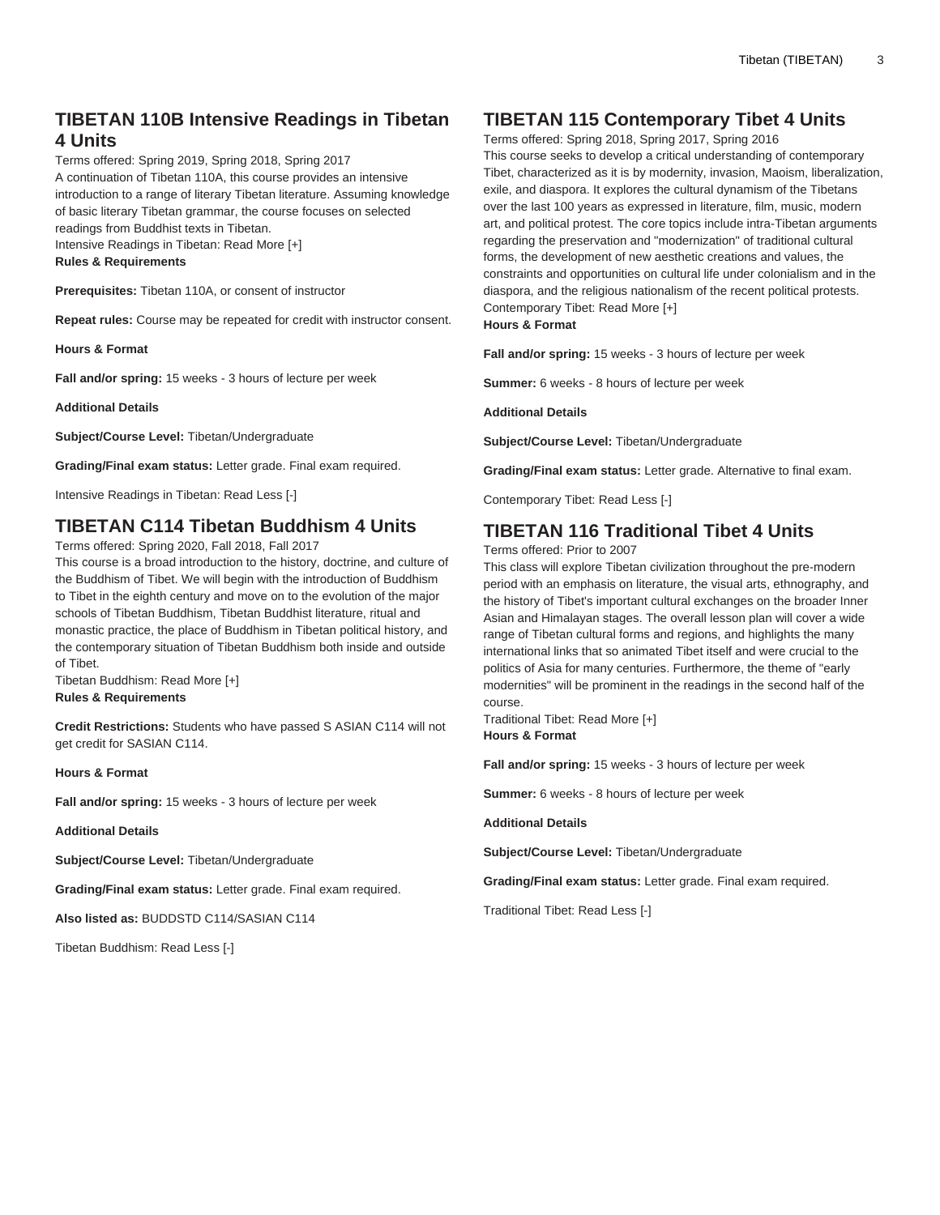## TIBETAN 110B Intensive Readings in Tibetan 4 Units

Terms offered: Spring 2019, Spring 2018, Spring 2017
A continuation of Tibetan 110A, this course provides an intensive introduction to a range of literary Tibetan literature. Assuming knowledge of basic literary Tibetan grammar, the course focuses on selected readings from Buddhist texts in Tibetan.
Intensive Readings in Tibetan: Read More [+]

**Rules & Requirements**

**Prerequisites:** Tibetan 110A, or consent of instructor

**Repeat rules:** Course may be repeated for credit with instructor consent.

**Hours & Format**

**Fall and/or spring:** 15 weeks - 3 hours of lecture per week

**Additional Details**

**Subject/Course Level:** Tibetan/Undergraduate

**Grading/Final exam status:** Letter grade. Final exam required.

Intensive Readings in Tibetan: Read Less [-]

## TIBETAN C114 Tibetan Buddhism 4 Units

Terms offered: Spring 2020, Fall 2018, Fall 2017
This course is a broad introduction to the history, doctrine, and culture of the Buddhism of Tibet. We will begin with the introduction of Buddhism to Tibet in the eighth century and move on to the evolution of the major schools of Tibetan Buddhism, Tibetan Buddhist literature, ritual and monastic practice, the place of Buddhism in Tibetan political history, and the contemporary situation of Tibetan Buddhism both inside and outside of Tibet.
Tibetan Buddhism: Read More [+]

**Rules & Requirements**

**Credit Restrictions:** Students who have passed S ASIAN C114 will not get credit for SASIAN C114.

**Hours & Format**

**Fall and/or spring:** 15 weeks - 3 hours of lecture per week

**Additional Details**

**Subject/Course Level:** Tibetan/Undergraduate

**Grading/Final exam status:** Letter grade. Final exam required.

**Also listed as:** BUDDSTD C114/SASIAN C114

Tibetan Buddhism: Read Less [-]

## TIBETAN 115 Contemporary Tibet 4 Units

Terms offered: Spring 2018, Spring 2017, Spring 2016
This course seeks to develop a critical understanding of contemporary Tibet, characterized as it is by modernity, invasion, Maoism, liberalization, exile, and diaspora. It explores the cultural dynamism of the Tibetans over the last 100 years as expressed in literature, film, music, modern art, and political protest. The core topics include intra-Tibetan arguments regarding the preservation and "modernization" of traditional cultural forms, the development of new aesthetic creations and values, the constraints and opportunities on cultural life under colonialism and in the diaspora, and the religious nationalism of the recent political protests.
Contemporary Tibet: Read More [+]

**Hours & Format**

**Fall and/or spring:** 15 weeks - 3 hours of lecture per week

**Summer:** 6 weeks - 8 hours of lecture per week

**Additional Details**

**Subject/Course Level:** Tibetan/Undergraduate

**Grading/Final exam status:** Letter grade. Alternative to final exam.

Contemporary Tibet: Read Less [-]

## TIBETAN 116 Traditional Tibet 4 Units

Terms offered: Prior to 2007
This class will explore Tibetan civilization throughout the pre-modern period with an emphasis on literature, the visual arts, ethnography, and the history of Tibet's important cultural exchanges on the broader Inner Asian and Himalayan stages. The overall lesson plan will cover a wide range of Tibetan cultural forms and regions, and highlights the many international links that so animated Tibet itself and were crucial to the politics of Asia for many centuries. Furthermore, the theme of "early modernities" will be prominent in the readings in the second half of the course.
Traditional Tibet: Read More [+]

**Hours & Format**

**Fall and/or spring:** 15 weeks - 3 hours of lecture per week

**Summer:** 6 weeks - 8 hours of lecture per week

**Additional Details**

**Subject/Course Level:** Tibetan/Undergraduate

**Grading/Final exam status:** Letter grade. Final exam required.

Traditional Tibet: Read Less [-]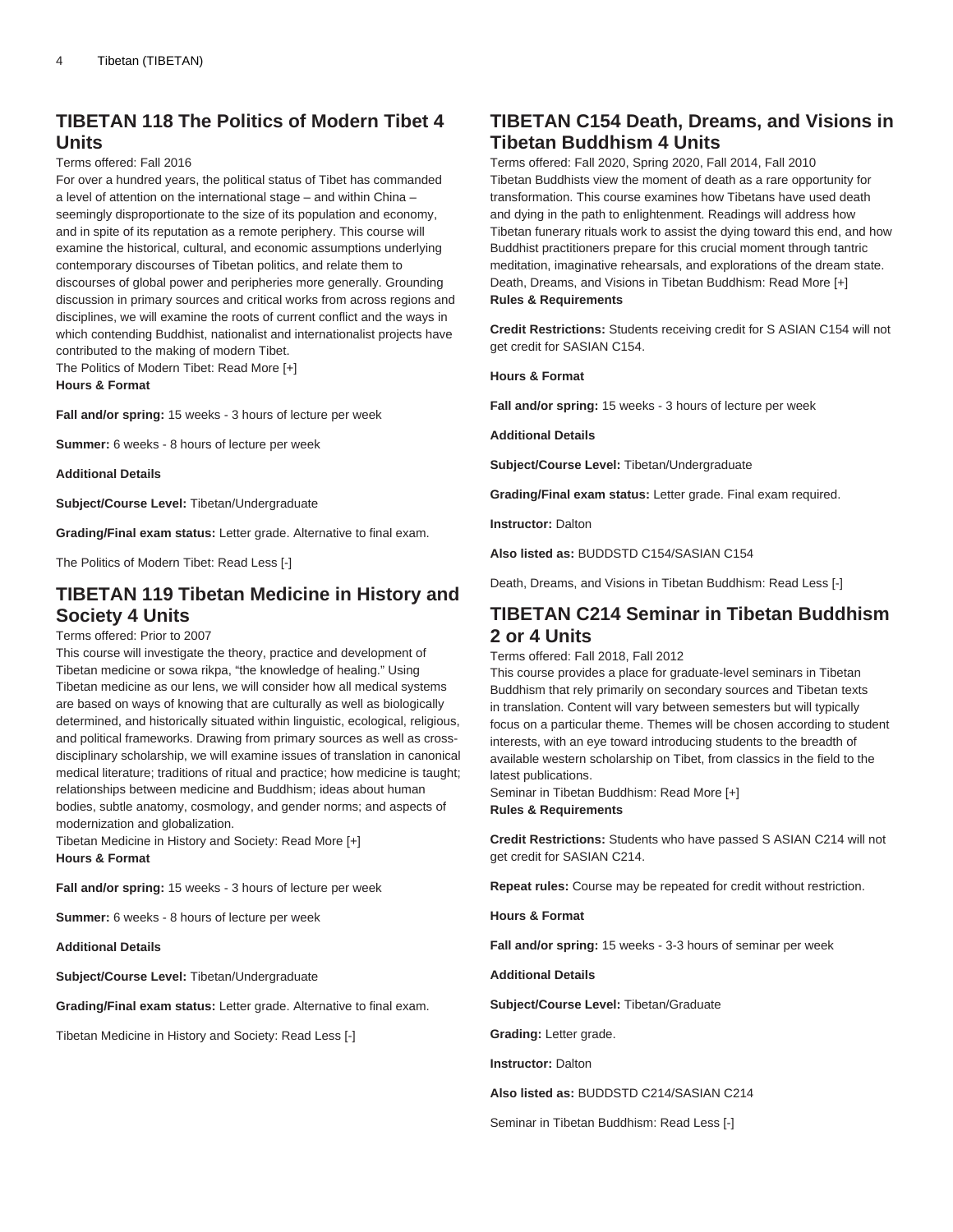## TIBETAN 118 The Politics of Modern Tibet 4 Units

Terms offered: Fall 2016

For over a hundred years, the political status of Tibet has commanded a level of attention on the international stage – and within China – seemingly disproportionate to the size of its population and economy, and in spite of its reputation as a remote periphery. This course will examine the historical, cultural, and economic assumptions underlying contemporary discourses of Tibetan politics, and relate them to discourses of global power and peripheries more generally. Grounding discussion in primary sources and critical works from across regions and disciplines, we will examine the roots of current conflict and the ways in which contending Buddhist, nationalist and internationalist projects have contributed to the making of modern Tibet.

The Politics of Modern Tibet: Read More [+]

**Hours & Format**

**Fall and/or spring:** 15 weeks - 3 hours of lecture per week

**Summer:** 6 weeks - 8 hours of lecture per week

**Additional Details**

**Subject/Course Level:** Tibetan/Undergraduate

**Grading/Final exam status:** Letter grade. Alternative to final exam.

The Politics of Modern Tibet: Read Less [-]

## TIBETAN 119 Tibetan Medicine in History and Society 4 Units

Terms offered: Prior to 2007

This course will investigate the theory, practice and development of Tibetan medicine or sowa rikpa, "the knowledge of healing." Using Tibetan medicine as our lens, we will consider how all medical systems are based on ways of knowing that are culturally as well as biologically determined, and historically situated within linguistic, ecological, religious, and political frameworks. Drawing from primary sources as well as cross-disciplinary scholarship, we will examine issues of translation in canonical medical literature; traditions of ritual and practice; how medicine is taught; relationships between medicine and Buddhism; ideas about human bodies, subtle anatomy, cosmology, and gender norms; and aspects of modernization and globalization.

Tibetan Medicine in History and Society: Read More [+]

**Hours & Format**

**Fall and/or spring:** 15 weeks - 3 hours of lecture per week

**Summer:** 6 weeks - 8 hours of lecture per week

**Additional Details**

**Subject/Course Level:** Tibetan/Undergraduate

**Grading/Final exam status:** Letter grade. Alternative to final exam.

Tibetan Medicine in History and Society: Read Less [-]

## TIBETAN C154 Death, Dreams, and Visions in Tibetan Buddhism 4 Units

Terms offered: Fall 2020, Spring 2020, Fall 2014, Fall 2010

Tibetan Buddhists view the moment of death as a rare opportunity for transformation. This course examines how Tibetans have used death and dying in the path to enlightenment. Readings will address how Tibetan funerary rituals work to assist the dying toward this end, and how Buddhist practitioners prepare for this crucial moment through tantric meditation, imaginative rehearsals, and explorations of the dream state.

Death, Dreams, and Visions in Tibetan Buddhism: Read More [+]

**Rules & Requirements**

**Credit Restrictions:** Students receiving credit for S ASIAN C154 will not get credit for SASIAN C154.

**Hours & Format**

**Fall and/or spring:** 15 weeks - 3 hours of lecture per week

**Additional Details**

**Subject/Course Level:** Tibetan/Undergraduate

**Grading/Final exam status:** Letter grade. Final exam required.

**Instructor:** Dalton

**Also listed as:** BUDDSTD C154/SASIAN C154

Death, Dreams, and Visions in Tibetan Buddhism: Read Less [-]

## TIBETAN C214 Seminar in Tibetan Buddhism 2 or 4 Units

Terms offered: Fall 2018, Fall 2012

This course provides a place for graduate-level seminars in Tibetan Buddhism that rely primarily on secondary sources and Tibetan texts in translation. Content will vary between semesters but will typically focus on a particular theme. Themes will be chosen according to student interests, with an eye toward introducing students to the breadth of available western scholarship on Tibet, from classics in the field to the latest publications.

Seminar in Tibetan Buddhism: Read More [+]

**Rules & Requirements**

**Credit Restrictions:** Students who have passed S ASIAN C214 will not get credit for SASIAN C214.

**Repeat rules:** Course may be repeated for credit without restriction.

**Hours & Format**

**Fall and/or spring:** 15 weeks - 3-3 hours of seminar per week

**Additional Details**

**Subject/Course Level:** Tibetan/Graduate

**Grading:** Letter grade.

**Instructor:** Dalton

**Also listed as:** BUDDSTD C214/SASIAN C214

Seminar in Tibetan Buddhism: Read Less [-]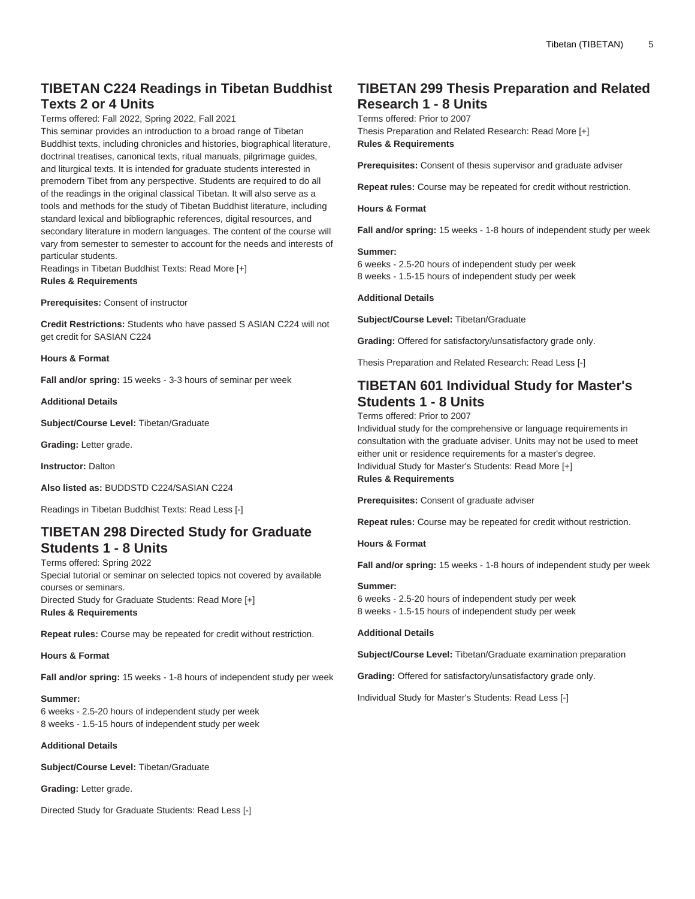## TIBETAN C224 Readings in Tibetan Buddhist Texts 2 or 4 Units

Terms offered: Fall 2022, Spring 2022, Fall 2021

This seminar provides an introduction to a broad range of Tibetan Buddhist texts, including chronicles and histories, biographical literature, doctrinal treatises, canonical texts, ritual manuals, pilgrimage guides, and liturgical texts. It is intended for graduate students interested in premodern Tibet from any perspective. Students are required to do all of the readings in the original classical Tibetan. It will also serve as a tools and methods for the study of Tibetan Buddhist literature, including standard lexical and bibliographic references, digital resources, and secondary literature in modern languages. The content of the course will vary from semester to semester to account for the needs and interests of particular students.

Readings in Tibetan Buddhist Texts: Read More [+]

**Rules & Requirements**

**Prerequisites:** Consent of instructor

**Credit Restrictions:** Students who have passed S ASIAN C224 will not get credit for SASIAN C224

**Hours & Format**

**Fall and/or spring:** 15 weeks - 3-3 hours of seminar per week

**Additional Details**

**Subject/Course Level:** Tibetan/Graduate

**Grading:** Letter grade.

**Instructor:** Dalton

**Also listed as:** BUDDSTD C224/SASIAN C224

Readings in Tibetan Buddhist Texts: Read Less [-]

## TIBETAN 298 Directed Study for Graduate Students 1 - 8 Units

Terms offered: Spring 2022

Special tutorial or seminar on selected topics not covered by available courses or seminars.

Directed Study for Graduate Students: Read More [+]

**Rules & Requirements**

**Repeat rules:** Course may be repeated for credit without restriction.

**Hours & Format**

**Fall and/or spring:** 15 weeks - 1-8 hours of independent study per week

**Summer:**
6 weeks - 2.5-20 hours of independent study per week
8 weeks - 1.5-15 hours of independent study per week

**Additional Details**

**Subject/Course Level:** Tibetan/Graduate

**Grading:** Letter grade.

Directed Study for Graduate Students: Read Less [-]

## TIBETAN 299 Thesis Preparation and Related Research 1 - 8 Units

Terms offered: Prior to 2007

Thesis Preparation and Related Research: Read More [+]

**Rules & Requirements**

**Prerequisites:** Consent of thesis supervisor and graduate adviser

**Repeat rules:** Course may be repeated for credit without restriction.

**Hours & Format**

**Fall and/or spring:** 15 weeks - 1-8 hours of independent study per week

**Summer:**
6 weeks - 2.5-20 hours of independent study per week
8 weeks - 1.5-15 hours of independent study per week

**Additional Details**

**Subject/Course Level:** Tibetan/Graduate

**Grading:** Offered for satisfactory/unsatisfactory grade only.

Thesis Preparation and Related Research: Read Less [-]

## TIBETAN 601 Individual Study for Master's Students 1 - 8 Units

Terms offered: Prior to 2007

Individual study for the comprehensive or language requirements in consultation with the graduate adviser. Units may not be used to meet either unit or residence requirements for a master's degree.

Individual Study for Master's Students: Read More [+]

**Rules & Requirements**

**Prerequisites:** Consent of graduate adviser

**Repeat rules:** Course may be repeated for credit without restriction.

**Hours & Format**

**Fall and/or spring:** 15 weeks - 1-8 hours of independent study per week

**Summer:**
6 weeks - 2.5-20 hours of independent study per week
8 weeks - 1.5-15 hours of independent study per week

**Additional Details**

**Subject/Course Level:** Tibetan/Graduate examination preparation

**Grading:** Offered for satisfactory/unsatisfactory grade only.

Individual Study for Master's Students: Read Less [-]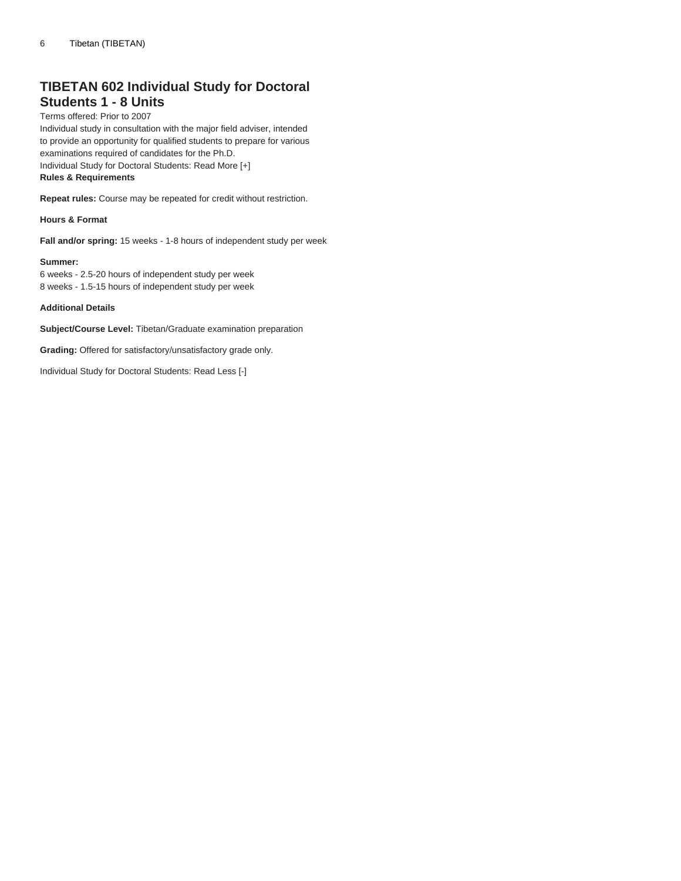## TIBETAN 602 Individual Study for Doctoral Students 1 - 8 Units

Terms offered: Prior to 2007
Individual study in consultation with the major field adviser, intended to provide an opportunity for qualified students to prepare for various examinations required of candidates for the Ph.D.
Individual Study for Doctoral Students: Read More [+]
**Rules & Requirements**

**Repeat rules:** Course may be repeated for credit without restriction.

**Hours & Format**

**Fall and/or spring:** 15 weeks - 1-8 hours of independent study per week

**Summer:**
6 weeks - 2.5-20 hours of independent study per week
8 weeks - 1.5-15 hours of independent study per week

**Additional Details**

**Subject/Course Level:** Tibetan/Graduate examination preparation

**Grading:** Offered for satisfactory/unsatisfactory grade only.

Individual Study for Doctoral Students: Read Less [-]